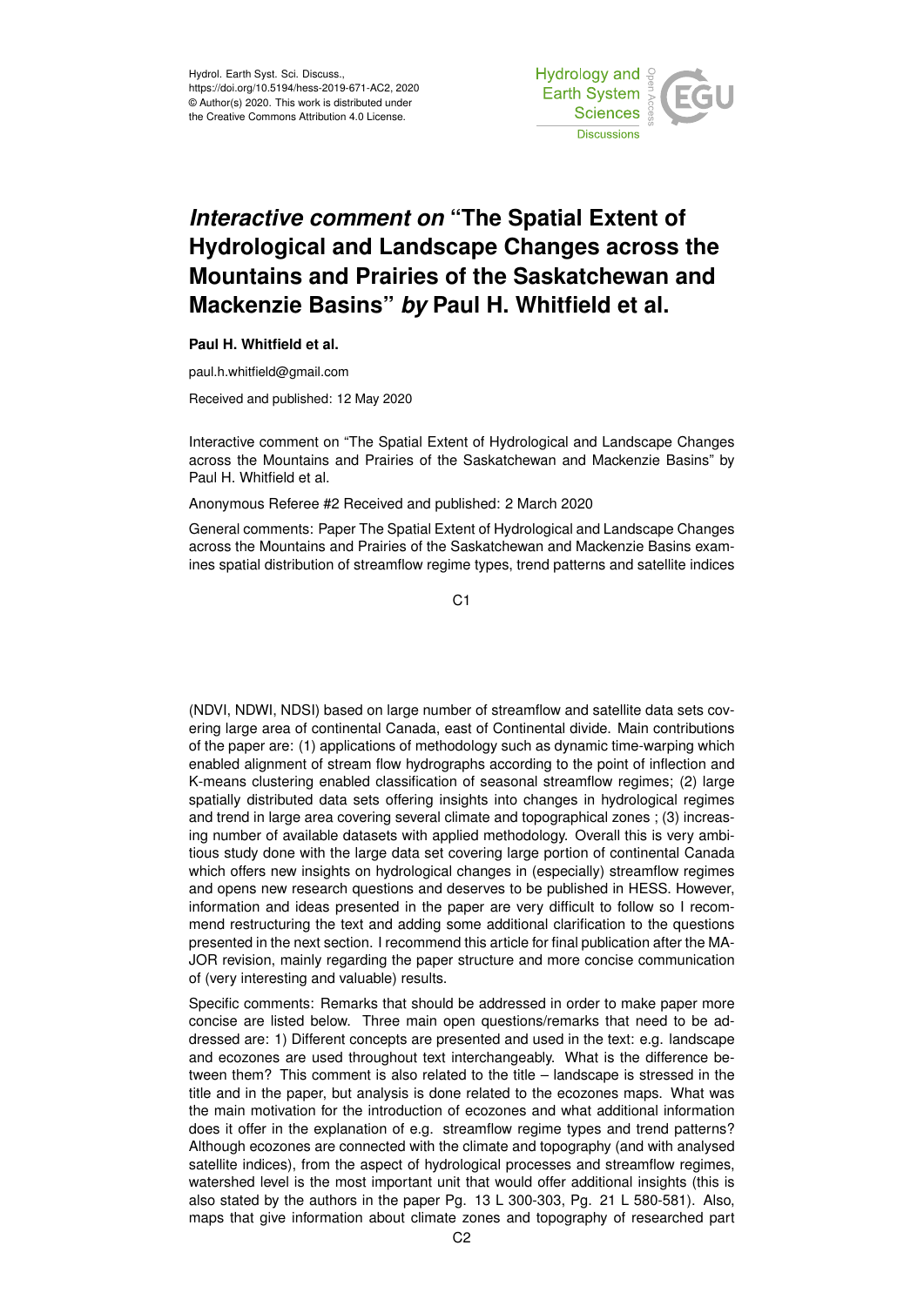Hydrol. Earth Syst. Sci. Discuss.,
https://doi.org/10.5194/hess-2019-671-AC2, 2020
© Author(s) 2020. This work is distributed under
the Creative Commons Attribution 4.0 License.

# *Interactive comment on* "The Spatial Extent of Hydrological and Landscape Changes across the Mountains and Prairies of the Saskatchewan and Mackenzie Basins" *by* Paul H. Whitfield et al.

**Paul H. Whitfield et al.**

paul.h.whitfield@gmail.com

Received and published: 12 May 2020

Interactive comment on "The Spatial Extent of Hydrological and Landscape Changes across the Mountains and Prairies of the Saskatchewan and Mackenzie Basins" by Paul H. Whitfield et al.

Anonymous Referee #2 Received and published: 2 March 2020

General comments: Paper The Spatial Extent of Hydrological and Landscape Changes across the Mountains and Prairies of the Saskatchewan and Mackenzie Basins examines spatial distribution of streamflow regime types, trend patterns and satellite indices (NDVI, NDWI, NDSI) based on large number of streamflow and satellite data sets covering large area of continental Canada, east of Continental divide. Main contributions of the paper are: (1) applications of methodology such as dynamic time-warping which enabled alignment of stream flow hydrographs according to the point of inflection and K-means clustering enabled classification of seasonal streamflow regimes; (2) large spatially distributed data sets offering insights into changes in hydrological regimes and trend in large area covering several climate and topographical zones ; (3) increasing number of available datasets with applied methodology. Overall this is very ambitious study done with the large data set covering large portion of continental Canada which offers new insights on hydrological changes in (especially) streamflow regimes and opens new research questions and deserves to be published in HESS. However, information and ideas presented in the paper are very difficult to follow so I recommend restructuring the text and adding some additional clarification to the questions presented in the next section. I recommend this article for final publication after the MAJOR revision, mainly regarding the paper structure and more concise communication of (very interesting and valuable) results.

Specific comments: Remarks that should be addressed in order to make paper more concise are listed below. Three main open questions/remarks that need to be addressed are: 1) Different concepts are presented and used in the text: e.g. landscape and ecozones are used throughout text interchangeably. What is the difference between them? This comment is also related to the title – landscape is stressed in the title and in the paper, but analysis is done related to the ecozones maps. What was the main motivation for the introduction of ecozones and what additional information does it offer in the explanation of e.g. streamflow regime types and trend patterns? Although ecozones are connected with the climate and topography (and with analysed satellite indices), from the aspect of hydrological processes and streamflow regimes, watershed level is the most important unit that would offer additional insights (this is also stated by the authors in the paper Pg. 13 L 300-303, Pg. 21 L 580-581). Also, maps that give information about climate zones and topography of researched part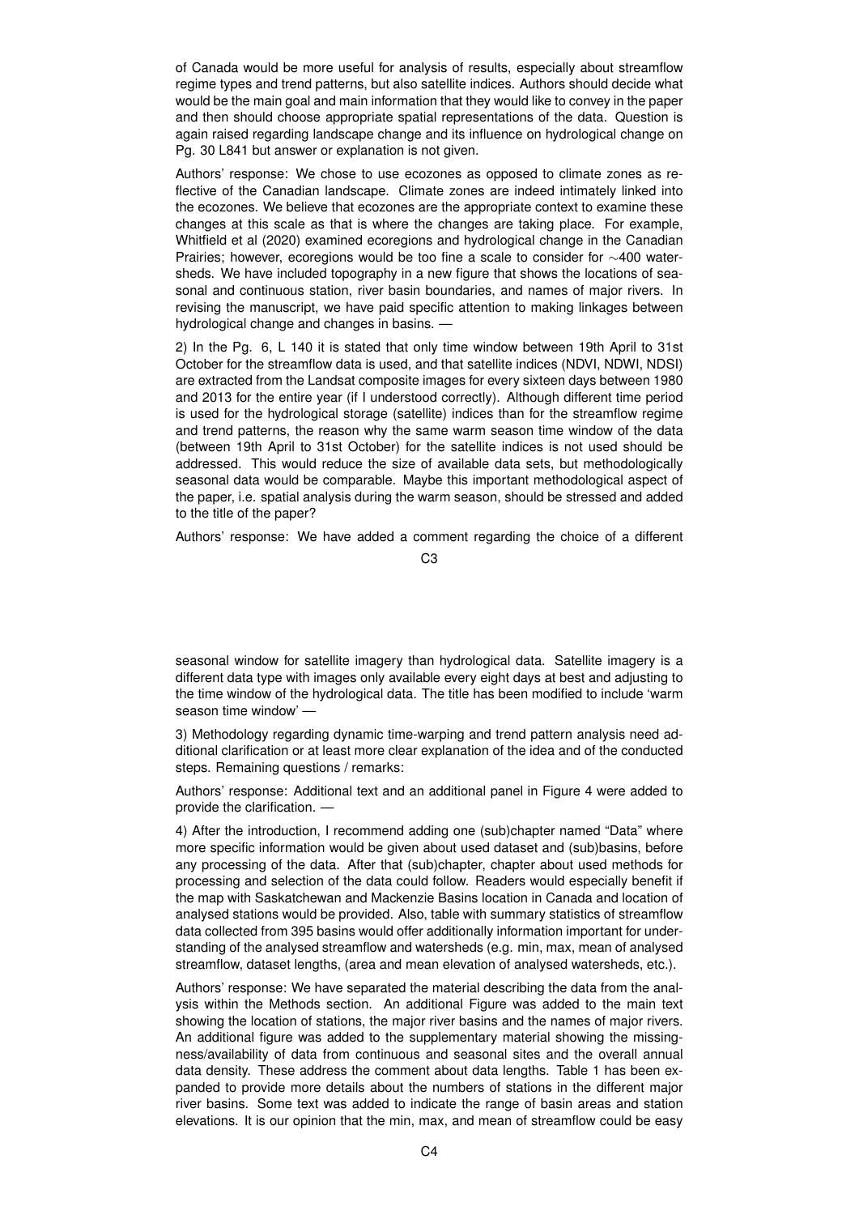of Canada would be more useful for analysis of results, especially about streamflow regime types and trend patterns, but also satellite indices. Authors should decide what would be the main goal and main information that they would like to convey in the paper and then should choose appropriate spatial representations of the data. Question is again raised regarding landscape change and its influence on hydrological change on Pg. 30 L841 but answer or explanation is not given.

Authors' response: We chose to use ecozones as opposed to climate zones as reflective of the Canadian landscape. Climate zones are indeed intimately linked into the ecozones. We believe that ecozones are the appropriate context to examine these changes at this scale as that is where the changes are taking place. For example, Whitfield et al (2020) examined ecoregions and hydrological change in the Canadian Prairies; however, ecoregions would be too fine a scale to consider for ∼400 watersheds. We have included topography in a new figure that shows the locations of seasonal and continuous station, river basin boundaries, and names of major rivers. In revising the manuscript, we have paid specific attention to making linkages between hydrological change and changes in basins. —

2) In the Pg. 6, L 140 it is stated that only time window between 19th April to 31st October for the streamflow data is used, and that satellite indices (NDVI, NDWI, NDSI) are extracted from the Landsat composite images for every sixteen days between 1980 and 2013 for the entire year (if I understood correctly). Although different time period is used for the hydrological storage (satellite) indices than for the streamflow regime and trend patterns, the reason why the same warm season time window of the data (between 19th April to 31st October) for the satellite indices is not used should be addressed. This would reduce the size of available data sets, but methodologically seasonal data would be comparable. Maybe this important methodological aspect of the paper, i.e. spatial analysis during the warm season, should be stressed and added to the title of the paper?

Authors' response: We have added a comment regarding the choice of a different seasonal window for satellite imagery than hydrological data. Satellite imagery is a different data type with images only available every eight days at best and adjusting to the time window of the hydrological data. The title has been modified to include 'warm season time window' —

3) Methodology regarding dynamic time-warping and trend pattern analysis need additional clarification or at least more clear explanation of the idea and of the conducted steps. Remaining questions / remarks:

Authors' response: Additional text and an additional panel in Figure 4 were added to provide the clarification. —

4) After the introduction, I recommend adding one (sub)chapter named "Data" where more specific information would be given about used dataset and (sub)basins, before any processing of the data. After that (sub)chapter, chapter about used methods for processing and selection of the data could follow. Readers would especially benefit if the map with Saskatchewan and Mackenzie Basins location in Canada and location of analysed stations would be provided. Also, table with summary statistics of streamflow data collected from 395 basins would offer additionally information important for understanding of the analysed streamflow and watersheds (e.g. min, max, mean of analysed streamflow, dataset lengths, (area and mean elevation of analysed watersheds, etc.).

Authors' response: We have separated the material describing the data from the analysis within the Methods section. An additional Figure was added to the main text showing the location of stations, the major river basins and the names of major rivers. An additional figure was added to the supplementary material showing the missingness/availability of data from continuous and seasonal sites and the overall annual data density. These address the comment about data lengths. Table 1 has been expanded to provide more details about the numbers of stations in the different major river basins. Some text was added to indicate the range of basin areas and station elevations. It is our opinion that the min, max, and mean of streamflow could be easy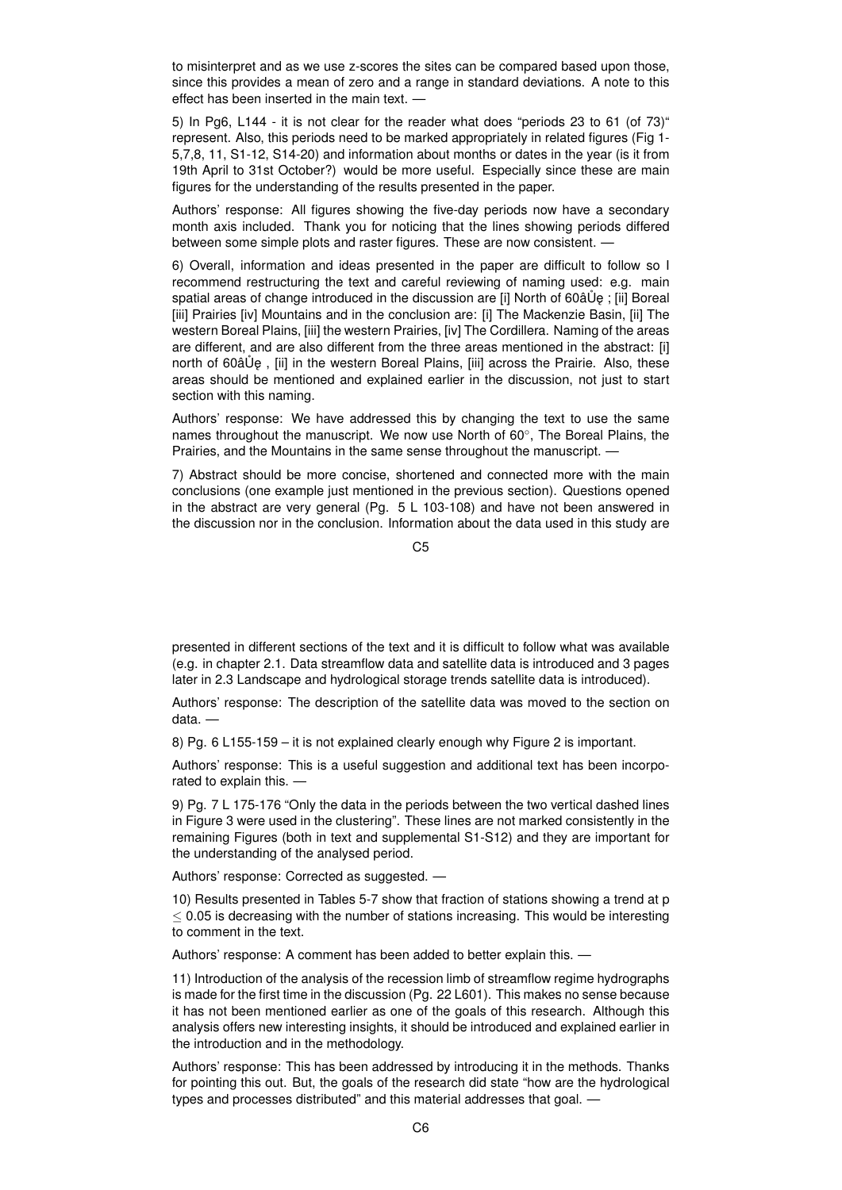to misinterpret and as we use z-scores the sites can be compared based upon those, since this provides a mean of zero and a range in standard deviations. A note to this effect has been inserted in the main text. —

5) In Pg6, L144 - it is not clear for the reader what does "periods 23 to 61 (of 73)" represent. Also, this periods need to be marked appropriately in related figures (Fig 1-5,7,8, 11, S1-12, S14-20) and information about months or dates in the year (is it from 19th April to 31st October?) would be more useful. Especially since these are main figures for the understanding of the results presented in the paper.

Authors' response: All figures showing the five-day periods now have a secondary month axis included. Thank you for noticing that the lines showing periods differed between some simple plots and raster figures. These are now consistent. —

6) Overall, information and ideas presented in the paper are difficult to follow so I recommend restructuring the text and careful reviewing of naming used: e.g. main spatial areas of change introduced in the discussion are [i] North of 60âŮę ; [ii] Boreal [iii] Prairies [iv] Mountains and in the conclusion are: [i] The Mackenzie Basin, [ii] The western Boreal Plains, [iii] the western Prairies, [iv] The Cordillera. Naming of the areas are different, and are also different from the three areas mentioned in the abstract: [i] north of 60âŮę , [ii] in the western Boreal Plains, [iii] across the Prairie. Also, these areas should be mentioned and explained earlier in the discussion, not just to start section with this naming.

Authors' response: We have addressed this by changing the text to use the same names throughout the manuscript. We now use North of 60°, The Boreal Plains, the Prairies, and the Mountains in the same sense throughout the manuscript. —

7) Abstract should be more concise, shortened and connected more with the main conclusions (one example just mentioned in the previous section). Questions opened in the abstract are very general (Pg. 5 L 103-108) and have not been answered in the discussion nor in the conclusion. Information about the data used in this study are presented in different sections of the text and it is difficult to follow what was available (e.g. in chapter 2.1. Data streamflow data and satellite data is introduced and 3 pages later in 2.3 Landscape and hydrological storage trends satellite data is introduced).

Authors' response: The description of the satellite data was moved to the section on data. —

8) Pg. 6 L155-159 – it is not explained clearly enough why Figure 2 is important.

Authors' response: This is a useful suggestion and additional text has been incorporated to explain this. —

9) Pg. 7 L 175-176 "Only the data in the periods between the two vertical dashed lines in Figure 3 were used in the clustering". These lines are not marked consistently in the remaining Figures (both in text and supplemental S1-S12) and they are important for the understanding of the analysed period.

Authors' response: Corrected as suggested. —

10) Results presented in Tables 5-7 show that fraction of stations showing a trend at $p \leq 0.05$ is decreasing with the number of stations increasing. This would be interesting to comment in the text.

Authors' response: A comment has been added to better explain this. —

11) Introduction of the analysis of the recession limb of streamflow regime hydrographs is made for the first time in the discussion (Pg. 22 L601). This makes no sense because it has not been mentioned earlier as one of the goals of this research. Although this analysis offers new interesting insights, it should be introduced and explained earlier in the introduction and in the methodology.

Authors' response: This has been addressed by introducing it in the methods. Thanks for pointing this out. But, the goals of the research did state "how are the hydrological types and processes distributed" and this material addresses that goal. —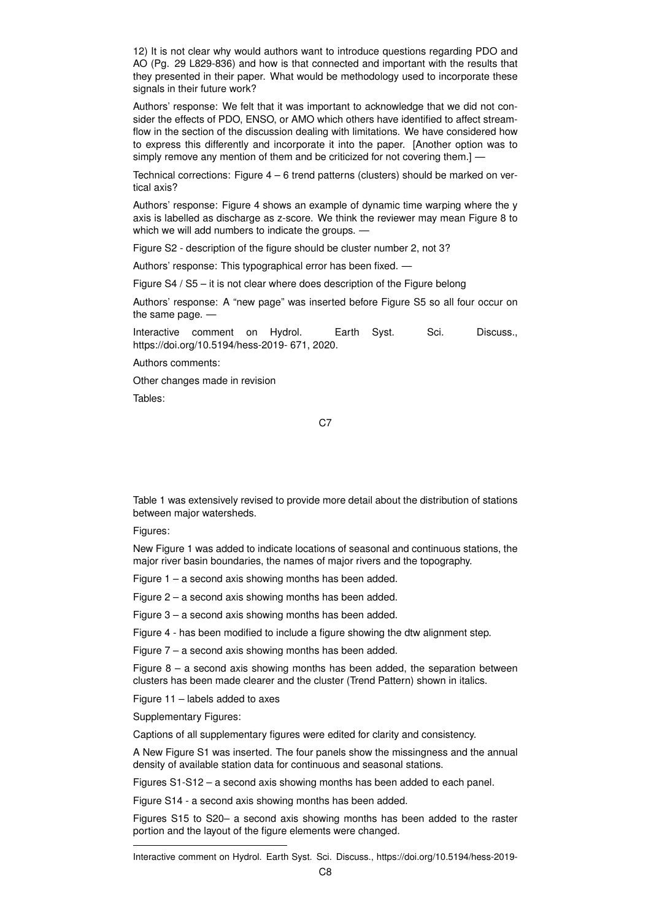12) It is not clear why would authors want to introduce questions regarding PDO and AO (Pg. 29 L829-836) and how is that connected and important with the results that they presented in their paper. What would be methodology used to incorporate these signals in their future work?

Authors' response: We felt that it was important to acknowledge that we did not consider the effects of PDO, ENSO, or AMO which others have identified to affect streamflow in the section of the discussion dealing with limitations. We have considered how to express this differently and incorporate it into the paper. [Another option was to simply remove any mention of them and be criticized for not covering them.] —

Technical corrections: Figure 4 – 6 trend patterns (clusters) should be marked on vertical axis?

Authors' response: Figure 4 shows an example of dynamic time warping where the y axis is labelled as discharge as z-score. We think the reviewer may mean Figure 8 to which we will add numbers to indicate the groups. —

Figure S2 - description of the figure should be cluster number 2, not 3?

Authors' response: This typographical error has been fixed. —

Figure S4 / S5 – it is not clear where does description of the Figure belong

Authors' response: A "new page" was inserted before Figure S5 so all four occur on the same page. —

Interactive comment on Hydrol. Earth Syst. Sci. Discuss., https://doi.org/10.5194/hess-2019- 671, 2020.

Authors comments:

Other changes made in revision

Tables:

Table 1 was extensively revised to provide more detail about the distribution of stations between major watersheds.

Figures:

New Figure 1 was added to indicate locations of seasonal and continuous stations, the major river basin boundaries, the names of major rivers and the topography.

Figure 1 – a second axis showing months has been added.

Figure 2 – a second axis showing months has been added.

Figure 3 – a second axis showing months has been added.

Figure 4 - has been modified to include a figure showing the dtw alignment step.

Figure 7 – a second axis showing months has been added.

Figure 8 – a second axis showing months has been added, the separation between clusters has been made clearer and the cluster (Trend Pattern) shown in italics.

Figure 11 – labels added to axes

Supplementary Figures:

Captions of all supplementary figures were edited for clarity and consistency.

A New Figure S1 was inserted. The four panels show the missingness and the annual density of available station data for continuous and seasonal stations.

Figures S1-S12 – a second axis showing months has been added to each panel.

Figure S14 - a second axis showing months has been added.

Figures S15 to S20– a second axis showing months has been added to the raster portion and the layout of the figure elements were changed.

---

Interactive comment on Hydrol. Earth Syst. Sci. Discuss., https://doi.org/10.5194/hess-2019-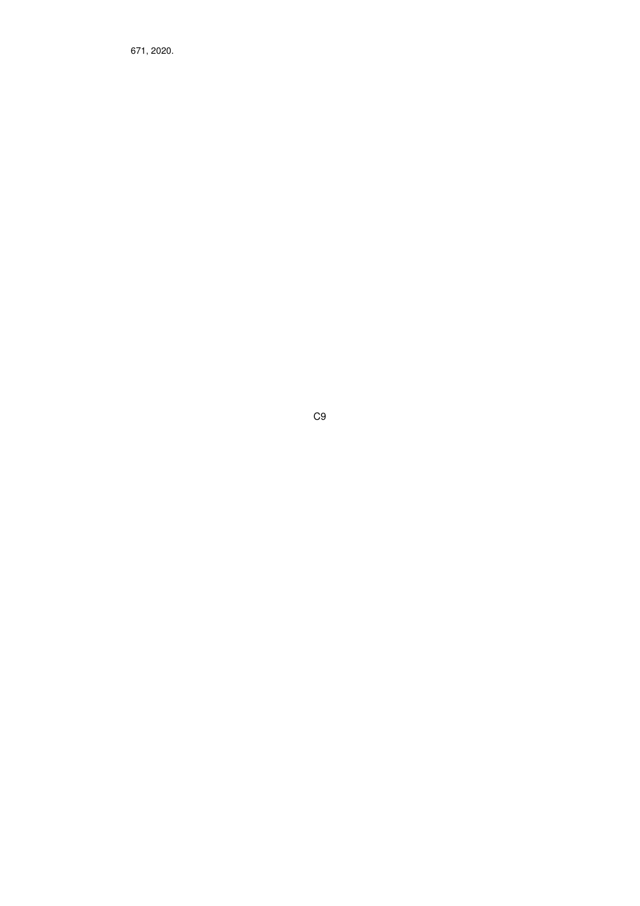671, 2020.